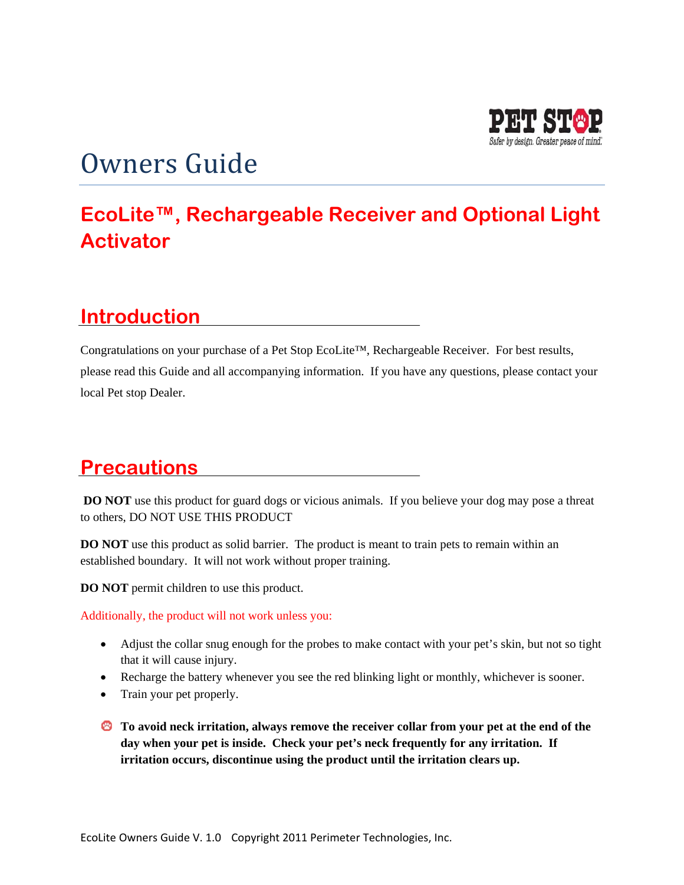PET STOP

Safer by design. Greater peace of mind.

# Owners Guide

## EcoLite™, Rechargeable Receiver and Optional Light Activator

## Introduction

Congratulations on your purchase of a Pet Stop EcoLite™, Rechargeable Receiver. For best results, please read this Guide and all accompanying information. If you have any questions, please contact your local Pet stop Dealer.

## Precautions

**DO NOT** use this product for guard dogs or vicious animals. If you believe your dog may pose a threat to others, DO NOT USE THIS PRODUCT

**DO NOT** use this product as solid barrier. The product is meant to train pets to remain within an established boundary. It will not work without proper training.

**DO NOT** permit children to use this product.

Additionally, the product will not work unless you:

- Adjust the collar snug enough for the probes to make contact with your pet's skin, but not so tight that it will cause injury.
- Recharge the battery whenever you see the red blinking light or monthly, whichever is sooner.
- Train your pet properly.

**To avoid neck irritation, always remove the receiver collar from your pet at the end of the day when your pet is inside. Check your pet's neck frequently for any irritation. If irritation occurs, discontinue using the product until the irritation clears up.**

EcoLite Owners Guide V. 1.0 Copyright 2011 Perimeter Technologies, Inc.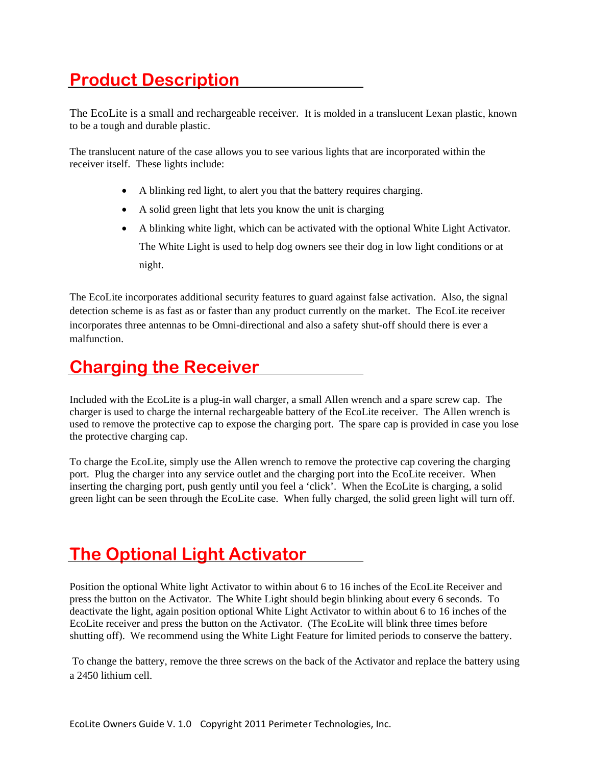## Product Description

The EcoLite is a small and rechargeable receiver. It is molded in a translucent Lexan plastic, known to be a tough and durable plastic.

The translucent nature of the case allows you to see various lights that are incorporated within the receiver itself. These lights include:

- A blinking red light, to alert you that the battery requires charging.
- A solid green light that lets you know the unit is charging
- A blinking white light, which can be activated with the optional White Light Activator. The White Light is used to help dog owners see their dog in low light conditions or at night.

The EcoLite incorporates additional security features to guard against false activation. Also, the signal detection scheme is as fast as or faster than any product currently on the market. The EcoLite receiver incorporates three antennas to be Omni-directional and also a safety shut-off should there is ever a malfunction.

## Charging the Receiver

Included with the EcoLite is a plug-in wall charger, a small Allen wrench and a spare screw cap. The charger is used to charge the internal rechargeable battery of the EcoLite receiver. The Allen wrench is used to remove the protective cap to expose the charging port. The spare cap is provided in case you lose the protective charging cap.

To charge the EcoLite, simply use the Allen wrench to remove the protective cap covering the charging port. Plug the charger into any service outlet and the charging port into the EcoLite receiver. When inserting the charging port, push gently until you feel a 'click'. When the EcoLite is charging, a solid green light can be seen through the EcoLite case. When fully charged, the solid green light will turn off.

## The Optional Light Activator

Position the optional White light Activator to within about 6 to 16 inches of the EcoLite Receiver and press the button on the Activator. The White Light should begin blinking about every 6 seconds. To deactivate the light, again position optional White Light Activator to within about 6 to 16 inches of the EcoLite receiver and press the button on the Activator. (The EcoLite will blink three times before shutting off). We recommend using the White Light Feature for limited periods to conserve the battery.

To change the battery, remove the three screws on the back of the Activator and replace the battery using a 2450 lithium cell.